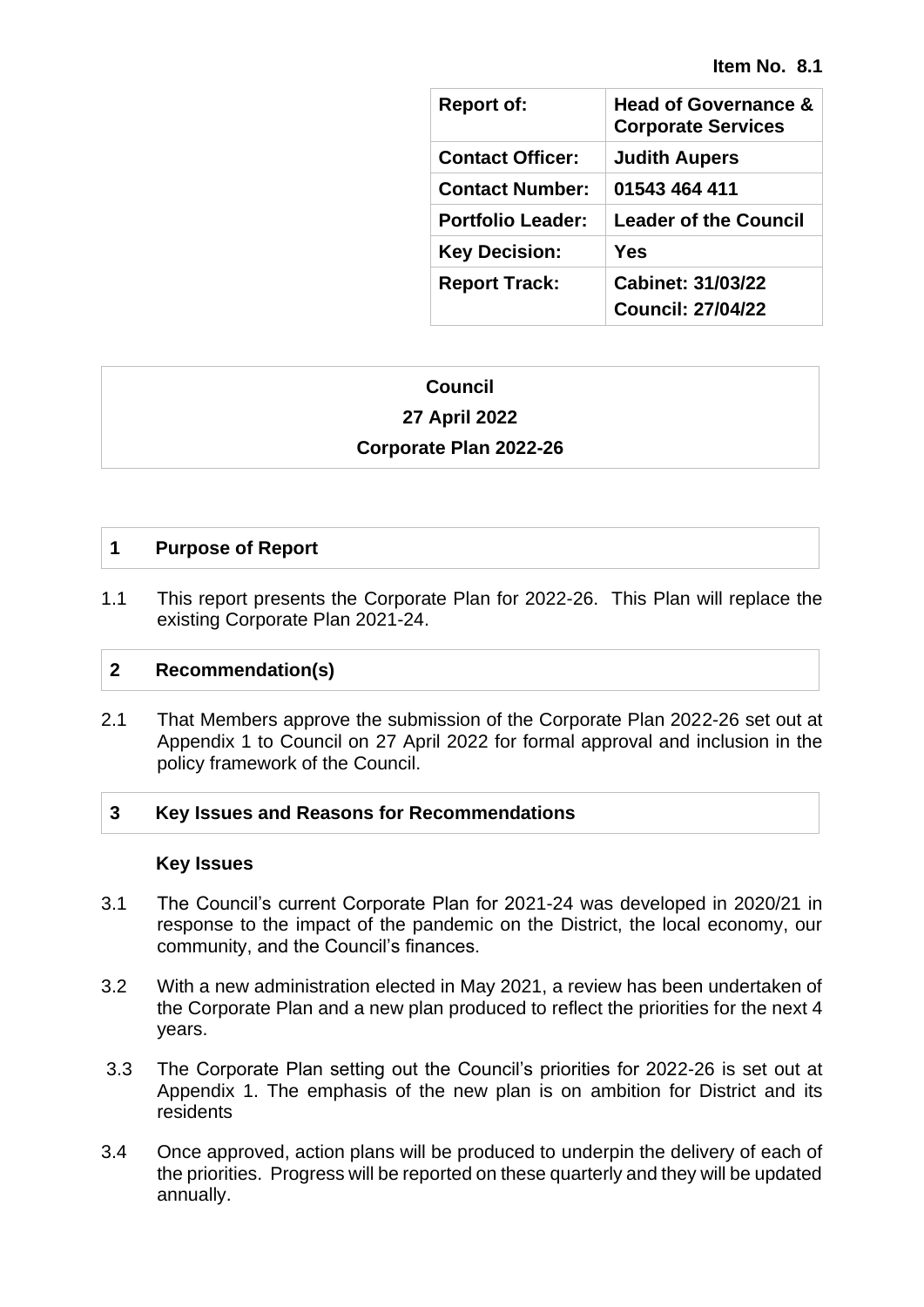**Item No. 8.1**

| **Report of:** | **Head of Governance & Corporate Services** |
|---|---|
| **Contact Officer:** | **Judith Aupers** |
| **Contact Number:** | **01543 464 411** |
| **Portfolio Leader:** | **Leader of the Council** |
| **Key Decision:** | **Yes** |
| **Report Track:** | **Cabinet: 31/03/22**<br>**Council: 27/04/22** |

**Council**

**27 April 2022**

**Corporate Plan 2022-26**

## 1 Purpose of Report

1.1 This report presents the Corporate Plan for 2022-26. This Plan will replace the existing Corporate Plan 2021-24.

## 2 Recommendation(s)

2.1 That Members approve the submission of the Corporate Plan 2022-26 set out at Appendix 1 to Council on 27 April 2022 for formal approval and inclusion in the policy framework of the Council.

## 3 Key Issues and Reasons for Recommendations

### Key Issues

3.1 The Council's current Corporate Plan for 2021-24 was developed in 2020/21 in response to the impact of the pandemic on the District, the local economy, our community, and the Council's finances.

3.2 With a new administration elected in May 2021, a review has been undertaken of the Corporate Plan and a new plan produced to reflect the priorities for the next 4 years.

3.3 The Corporate Plan setting out the Council's priorities for 2022-26 is set out at Appendix 1. The emphasis of the new plan is on ambition for District and its residents

3.4 Once approved, action plans will be produced to underpin the delivery of each of the priorities. Progress will be reported on these quarterly and they will be updated annually.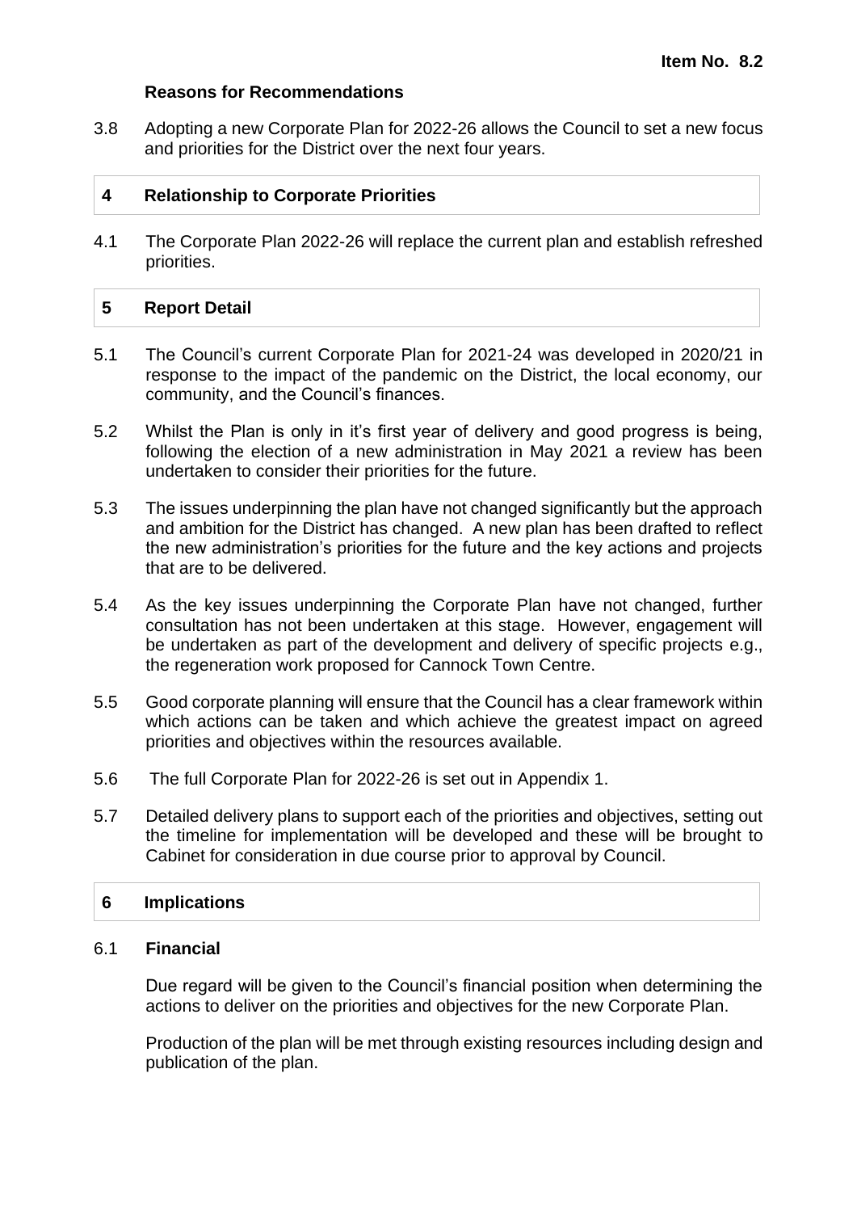**Reasons for Recommendations**

3.8 Adopting a new Corporate Plan for 2022-26 allows the Council to set a new focus and priorities for the District over the next four years.

## 4 Relationship to Corporate Priorities

4.1 The Corporate Plan 2022-26 will replace the current plan and establish refreshed priorities.

## 5 Report Detail

5.1 The Council's current Corporate Plan for 2021-24 was developed in 2020/21 in response to the impact of the pandemic on the District, the local economy, our community, and the Council's finances.

5.2 Whilst the Plan is only in it's first year of delivery and good progress is being, following the election of a new administration in May 2021 a review has been undertaken to consider their priorities for the future.

5.3 The issues underpinning the plan have not changed significantly but the approach and ambition for the District has changed. A new plan has been drafted to reflect the new administration's priorities for the future and the key actions and projects that are to be delivered.

5.4 As the key issues underpinning the Corporate Plan have not changed, further consultation has not been undertaken at this stage. However, engagement will be undertaken as part of the development and delivery of specific projects e.g., the regeneration work proposed for Cannock Town Centre.

5.5 Good corporate planning will ensure that the Council has a clear framework within which actions can be taken and which achieve the greatest impact on agreed priorities and objectives within the resources available.

5.6 The full Corporate Plan for 2022-26 is set out in Appendix 1.

5.7 Detailed delivery plans to support each of the priorities and objectives, setting out the timeline for implementation will be developed and these will be brought to Cabinet for consideration in due course prior to approval by Council.

## 6 Implications

6.1 **Financial**

Due regard will be given to the Council's financial position when determining the actions to deliver on the priorities and objectives for the new Corporate Plan.

Production of the plan will be met through existing resources including design and publication of the plan.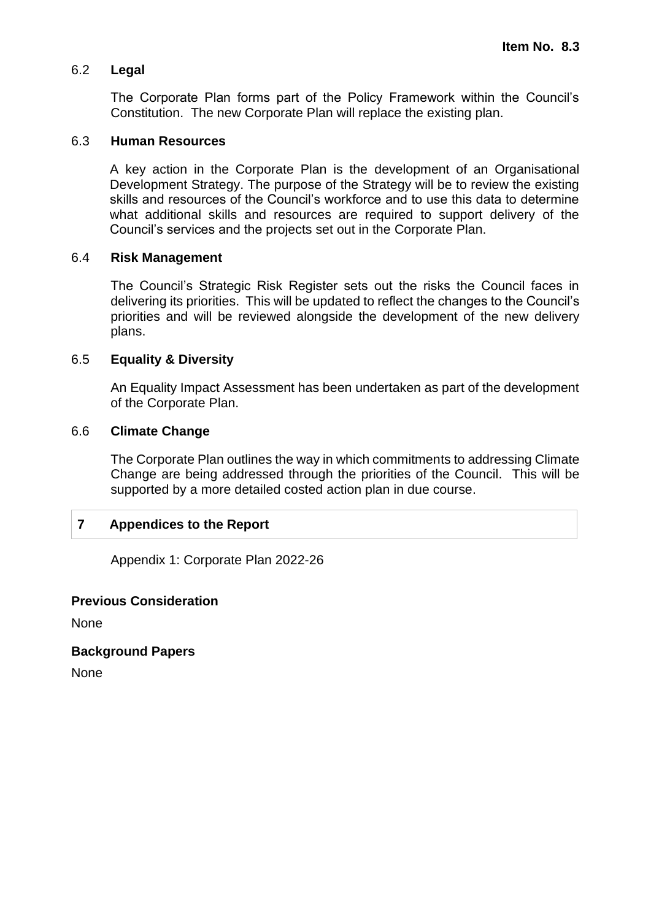### 6.2 Legal

The Corporate Plan forms part of the Policy Framework within the Council's Constitution. The new Corporate Plan will replace the existing plan.

### 6.3 Human Resources

A key action in the Corporate Plan is the development of an Organisational Development Strategy. The purpose of the Strategy will be to review the existing skills and resources of the Council's workforce and to use this data to determine what additional skills and resources are required to support delivery of the Council's services and the projects set out in the Corporate Plan.

### 6.4 Risk Management

The Council's Strategic Risk Register sets out the risks the Council faces in delivering its priorities. This will be updated to reflect the changes to the Council's priorities and will be reviewed alongside the development of the new delivery plans.

### 6.5 Equality & Diversity

An Equality Impact Assessment has been undertaken as part of the development of the Corporate Plan.

### 6.6 Climate Change

The Corporate Plan outlines the way in which commitments to addressing Climate Change are being addressed through the priorities of the Council. This will be supported by a more detailed costed action plan in due course.

## 7 Appendices to the Report

Appendix 1: Corporate Plan 2022-26

**Previous Consideration**

None

**Background Papers**

None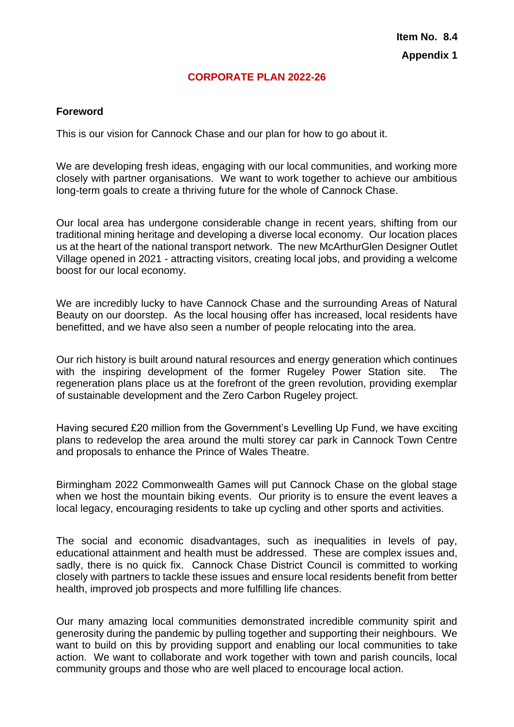**Item No. 8.4**

**Appendix 1**

# CORPORATE PLAN 2022-26

## Foreword

This is our vision for Cannock Chase and our plan for how to go about it.

We are developing fresh ideas, engaging with our local communities, and working more closely with partner organisations. We want to work together to achieve our ambitious long-term goals to create a thriving future for the whole of Cannock Chase.

Our local area has undergone considerable change in recent years, shifting from our traditional mining heritage and developing a diverse local economy. Our location places us at the heart of the national transport network. The new McArthurGlen Designer Outlet Village opened in 2021 - attracting visitors, creating local jobs, and providing a welcome boost for our local economy.

We are incredibly lucky to have Cannock Chase and the surrounding Areas of Natural Beauty on our doorstep. As the local housing offer has increased, local residents have benefitted, and we have also seen a number of people relocating into the area.

Our rich history is built around natural resources and energy generation which continues with the inspiring development of the former Rugeley Power Station site. The regeneration plans place us at the forefront of the green revolution, providing exemplar of sustainable development and the Zero Carbon Rugeley project.

Having secured £20 million from the Government's Levelling Up Fund, we have exciting plans to redevelop the area around the multi storey car park in Cannock Town Centre and proposals to enhance the Prince of Wales Theatre.

Birmingham 2022 Commonwealth Games will put Cannock Chase on the global stage when we host the mountain biking events. Our priority is to ensure the event leaves a local legacy, encouraging residents to take up cycling and other sports and activities.

The social and economic disadvantages, such as inequalities in levels of pay, educational attainment and health must be addressed. These are complex issues and, sadly, there is no quick fix. Cannock Chase District Council is committed to working closely with partners to tackle these issues and ensure local residents benefit from better health, improved job prospects and more fulfilling life chances.

Our many amazing local communities demonstrated incredible community spirit and generosity during the pandemic by pulling together and supporting their neighbours. We want to build on this by providing support and enabling our local communities to take action. We want to collaborate and work together with town and parish councils, local community groups and those who are well placed to encourage local action.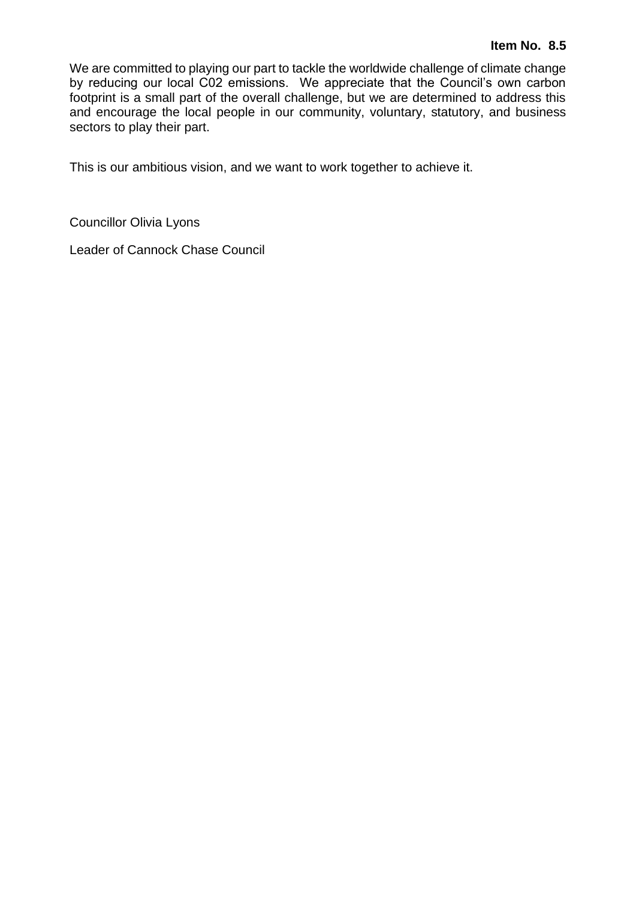**Item No. 8.5**

We are committed to playing our part to tackle the worldwide challenge of climate change by reducing our local C02 emissions. We appreciate that the Council's own carbon footprint is a small part of the overall challenge, but we are determined to address this and encourage the local people in our community, voluntary, statutory, and business sectors to play their part.

This is our ambitious vision, and we want to work together to achieve it.

Councillor Olivia Lyons

Leader of Cannock Chase Council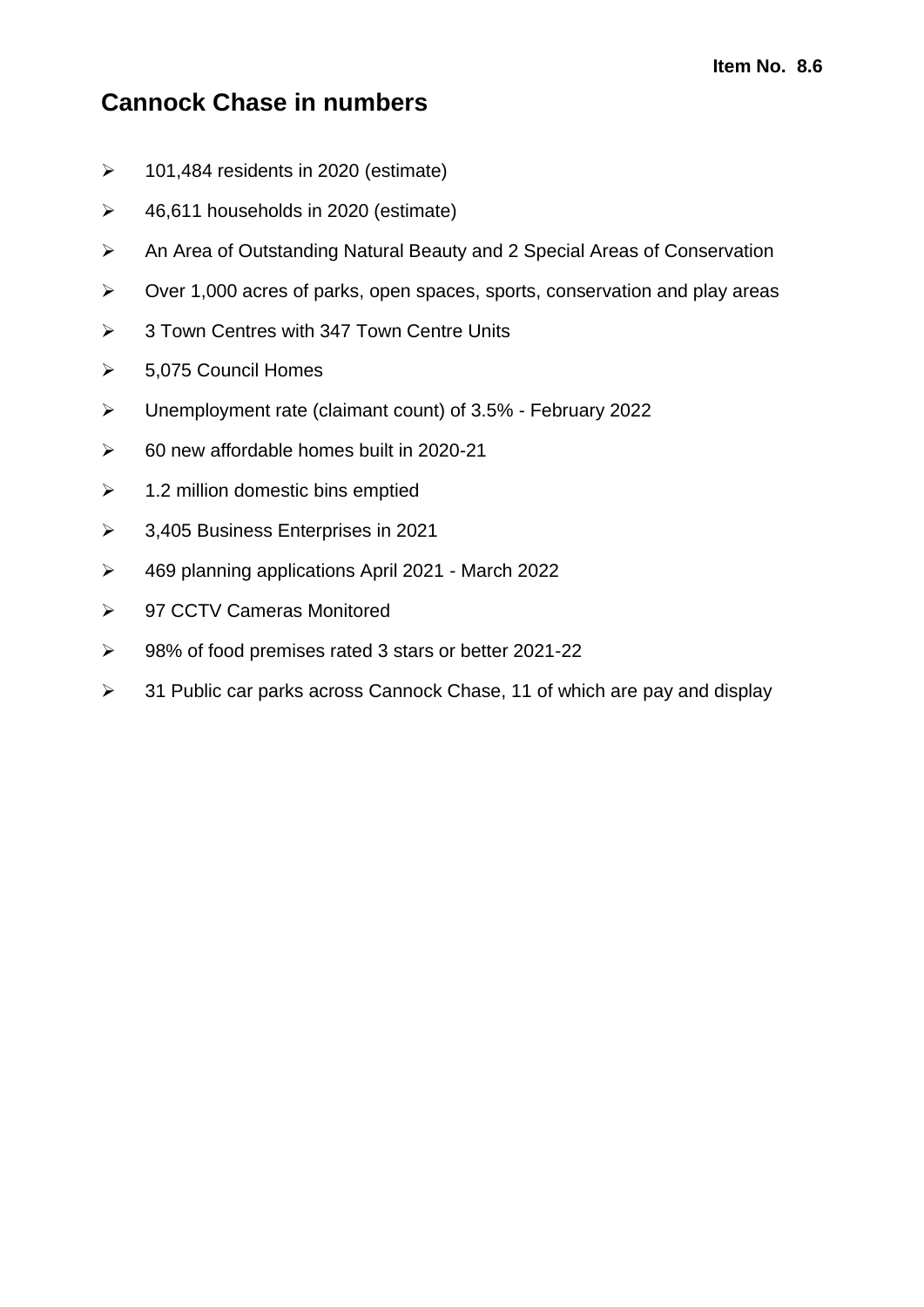**Item No. 8.6**

# Cannock Chase in numbers

- 101,484 residents in 2020 (estimate)
- 46,611 households in 2020 (estimate)
- An Area of Outstanding Natural Beauty and 2 Special Areas of Conservation
- Over 1,000 acres of parks, open spaces, sports, conservation and play areas
- 3 Town Centres with 347 Town Centre Units
- 5,075 Council Homes
- Unemployment rate (claimant count) of 3.5% - February 2022
- 60 new affordable homes built in 2020-21
- 1.2 million domestic bins emptied
- 3,405 Business Enterprises in 2021
- 469 planning applications April 2021 - March 2022
- 97 CCTV Cameras Monitored
- 98% of food premises rated 3 stars or better 2021-22
- 31 Public car parks across Cannock Chase, 11 of which are pay and display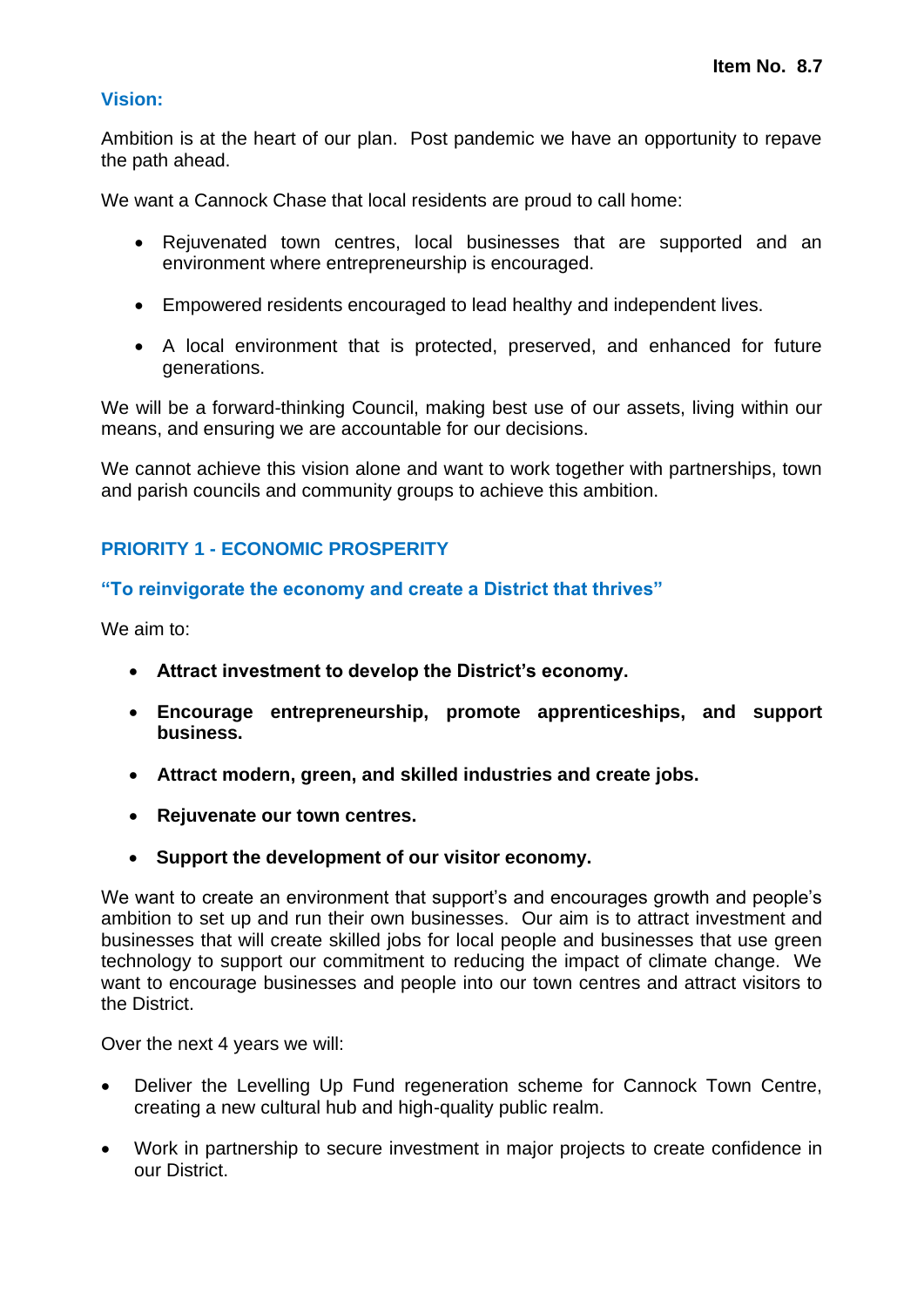**Item No. 8.7**

## Vision:

Ambition is at the heart of our plan. Post pandemic we have an opportunity to repave the path ahead.

We want a Cannock Chase that local residents are proud to call home:

- Rejuvenated town centres, local businesses that are supported and an environment where entrepreneurship is encouraged.
- Empowered residents encouraged to lead healthy and independent lives.
- A local environment that is protected, preserved, and enhanced for future generations.

We will be a forward-thinking Council, making best use of our assets, living within our means, and ensuring we are accountable for our decisions.

We cannot achieve this vision alone and want to work together with partnerships, town and parish councils and community groups to achieve this ambition.

## PRIORITY 1 - ECONOMIC PROSPERITY

### "To reinvigorate the economy and create a District that thrives"

We aim to:

- **Attract investment to develop the District's economy.**
- **Encourage entrepreneurship, promote apprenticeships, and support business.**
- **Attract modern, green, and skilled industries and create jobs.**
- **Rejuvenate our town centres.**
- **Support the development of our visitor economy.**

We want to create an environment that support's and encourages growth and people's ambition to set up and run their own businesses. Our aim is to attract investment and businesses that will create skilled jobs for local people and businesses that use green technology to support our commitment to reducing the impact of climate change. We want to encourage businesses and people into our town centres and attract visitors to the District.

Over the next 4 years we will:

- Deliver the Levelling Up Fund regeneration scheme for Cannock Town Centre, creating a new cultural hub and high-quality public realm.
- Work in partnership to secure investment in major projects to create confidence in our District.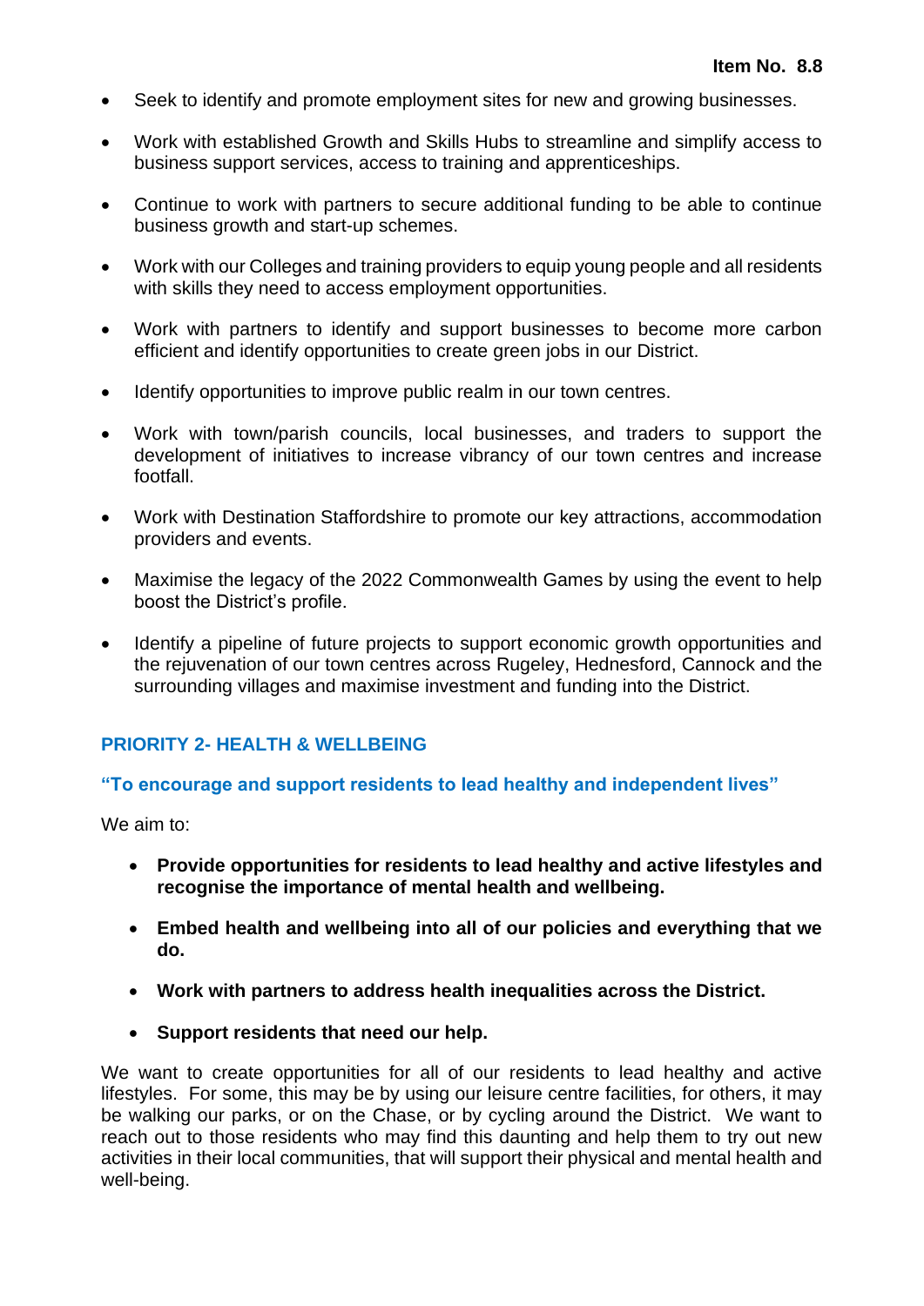- Seek to identify and promote employment sites for new and growing businesses.
- Work with established Growth and Skills Hubs to streamline and simplify access to business support services, access to training and apprenticeships.
- Continue to work with partners to secure additional funding to be able to continue business growth and start-up schemes.
- Work with our Colleges and training providers to equip young people and all residents with skills they need to access employment opportunities.
- Work with partners to identify and support businesses to become more carbon efficient and identify opportunities to create green jobs in our District.
- Identify opportunities to improve public realm in our town centres.
- Work with town/parish councils, local businesses, and traders to support the development of initiatives to increase vibrancy of our town centres and increase footfall.
- Work with Destination Staffordshire to promote our key attractions, accommodation providers and events.
- Maximise the legacy of the 2022 Commonwealth Games by using the event to help boost the District's profile.
- Identify a pipeline of future projects to support economic growth opportunities and the rejuvenation of our town centres across Rugeley, Hednesford, Cannock and the surrounding villages and maximise investment and funding into the District.

## PRIORITY 2- HEALTH & WELLBEING

### "To encourage and support residents to lead healthy and independent lives"

We aim to:

- **Provide opportunities for residents to lead healthy and active lifestyles and recognise the importance of mental health and wellbeing.**
- **Embed health and wellbeing into all of our policies and everything that we do.**
- **Work with partners to address health inequalities across the District.**
- **Support residents that need our help.**

We want to create opportunities for all of our residents to lead healthy and active lifestyles. For some, this may be by using our leisure centre facilities, for others, it may be walking our parks, or on the Chase, or by cycling around the District. We want to reach out to those residents who may find this daunting and help them to try out new activities in their local communities, that will support their physical and mental health and well-being.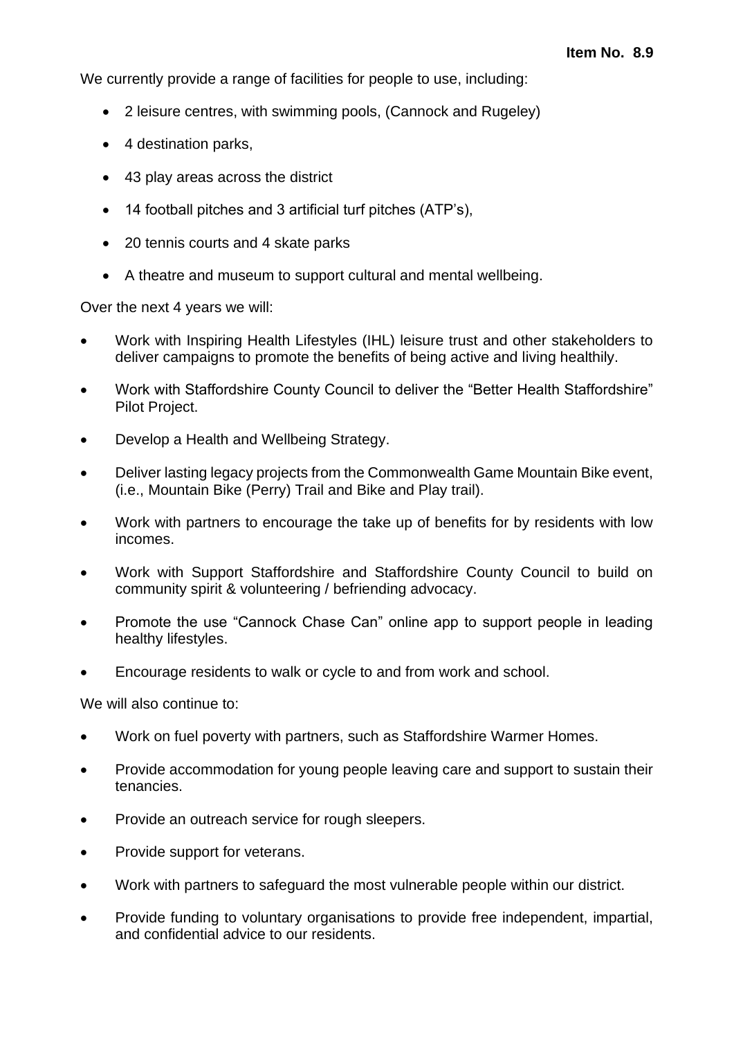We currently provide a range of facilities for people to use, including:

- 2 leisure centres, with swimming pools, (Cannock and Rugeley)
- 4 destination parks,
- 43 play areas across the district
- 14 football pitches and 3 artificial turf pitches (ATP's),
- 20 tennis courts and 4 skate parks
- A theatre and museum to support cultural and mental wellbeing.

Over the next 4 years we will:

- Work with Inspiring Health Lifestyles (IHL) leisure trust and other stakeholders to deliver campaigns to promote the benefits of being active and living healthily.
- Work with Staffordshire County Council to deliver the "Better Health Staffordshire" Pilot Project.
- Develop a Health and Wellbeing Strategy.
- Deliver lasting legacy projects from the Commonwealth Game Mountain Bike event, (i.e., Mountain Bike (Perry) Trail and Bike and Play trail).
- Work with partners to encourage the take up of benefits for by residents with low incomes.
- Work with Support Staffordshire and Staffordshire County Council to build on community spirit & volunteering / befriending advocacy.
- Promote the use "Cannock Chase Can" online app to support people in leading healthy lifestyles.
- Encourage residents to walk or cycle to and from work and school.

We will also continue to:

- Work on fuel poverty with partners, such as Staffordshire Warmer Homes.
- Provide accommodation for young people leaving care and support to sustain their tenancies.
- Provide an outreach service for rough sleepers.
- Provide support for veterans.
- Work with partners to safeguard the most vulnerable people within our district.
- Provide funding to voluntary organisations to provide free independent, impartial, and confidential advice to our residents.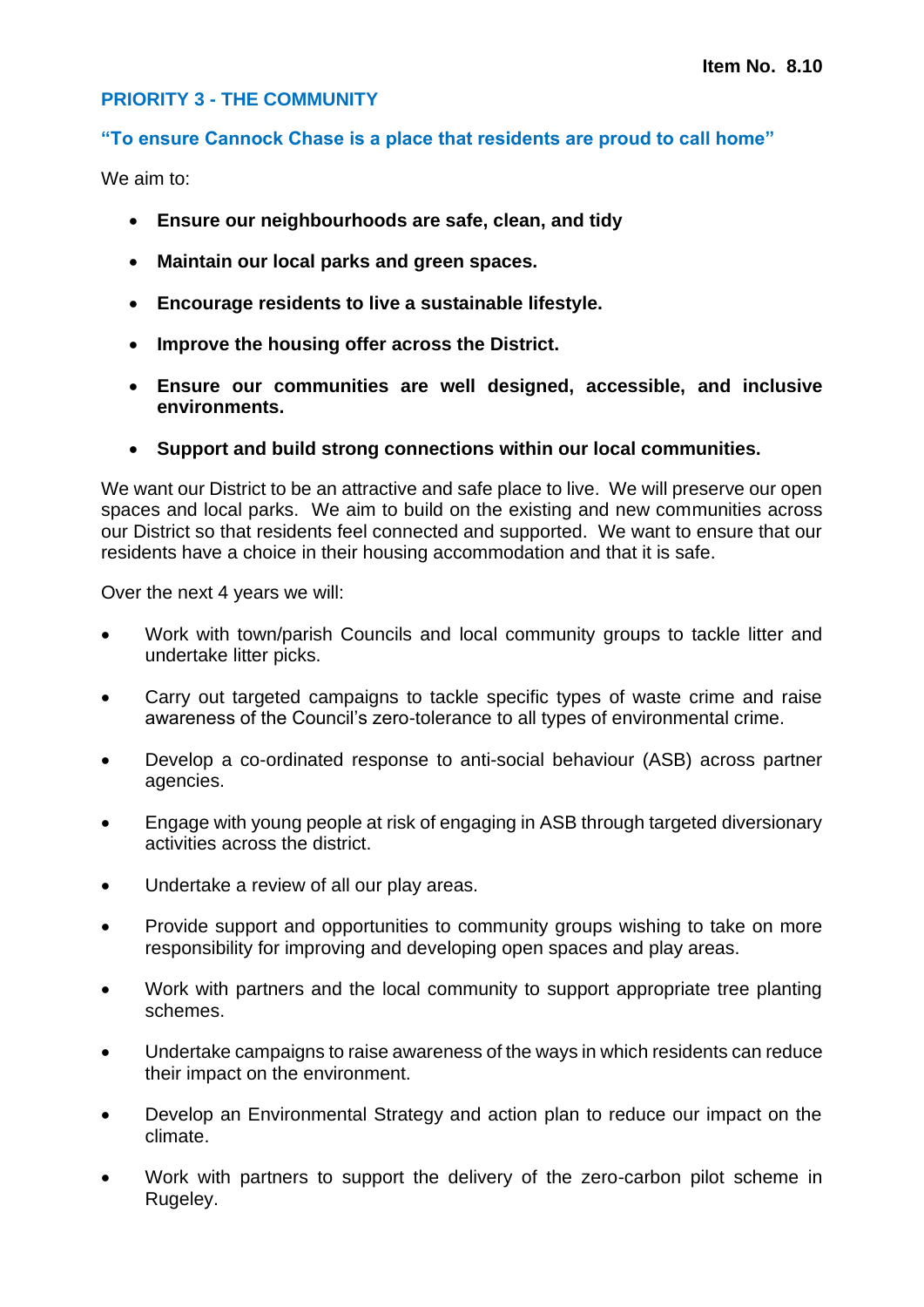Item No. 8.10

## PRIORITY 3 - THE COMMUNITY

### "To ensure Cannock Chase is a place that residents are proud to call home"

We aim to:

- **Ensure our neighbourhoods are safe, clean, and tidy**
- **Maintain our local parks and green spaces.**
- **Encourage residents to live a sustainable lifestyle.**
- **Improve the housing offer across the District.**
- **Ensure our communities are well designed, accessible, and inclusive environments.**
- **Support and build strong connections within our local communities.**

We want our District to be an attractive and safe place to live. We will preserve our open spaces and local parks. We aim to build on the existing and new communities across our District so that residents feel connected and supported. We want to ensure that our residents have a choice in their housing accommodation and that it is safe.

Over the next 4 years we will:

- Work with town/parish Councils and local community groups to tackle litter and undertake litter picks.
- Carry out targeted campaigns to tackle specific types of waste crime and raise awareness of the Council's zero-tolerance to all types of environmental crime.
- Develop a co-ordinated response to anti-social behaviour (ASB) across partner agencies.
- Engage with young people at risk of engaging in ASB through targeted diversionary activities across the district.
- Undertake a review of all our play areas.
- Provide support and opportunities to community groups wishing to take on more responsibility for improving and developing open spaces and play areas.
- Work with partners and the local community to support appropriate tree planting schemes.
- Undertake campaigns to raise awareness of the ways in which residents can reduce their impact on the environment.
- Develop an Environmental Strategy and action plan to reduce our impact on the climate.
- Work with partners to support the delivery of the zero-carbon pilot scheme in Rugeley.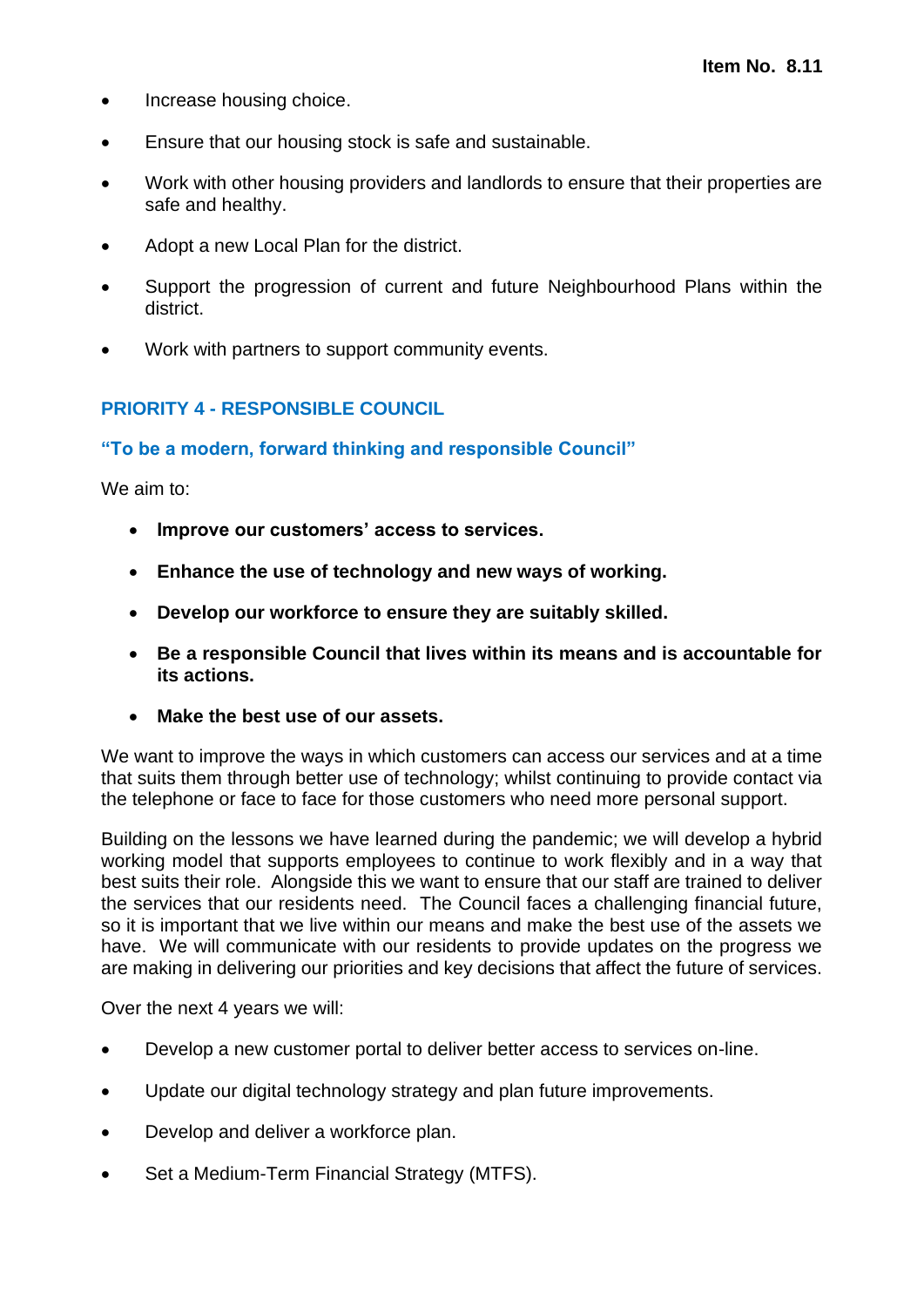- Increase housing choice.
- Ensure that our housing stock is safe and sustainable.
- Work with other housing providers and landlords to ensure that their properties are safe and healthy.
- Adopt a new Local Plan for the district.
- Support the progression of current and future Neighbourhood Plans within the district.
- Work with partners to support community events.

## PRIORITY 4 - RESPONSIBLE COUNCIL

### "To be a modern, forward thinking and responsible Council"

We aim to:

- **Improve our customers' access to services.**
- **Enhance the use of technology and new ways of working.**
- **Develop our workforce to ensure they are suitably skilled.**
- **Be a responsible Council that lives within its means and is accountable for its actions.**
- **Make the best use of our assets.**

We want to improve the ways in which customers can access our services and at a time that suits them through better use of technology; whilst continuing to provide contact via the telephone or face to face for those customers who need more personal support.

Building on the lessons we have learned during the pandemic; we will develop a hybrid working model that supports employees to continue to work flexibly and in a way that best suits their role. Alongside this we want to ensure that our staff are trained to deliver the services that our residents need. The Council faces a challenging financial future, so it is important that we live within our means and make the best use of the assets we have. We will communicate with our residents to provide updates on the progress we are making in delivering our priorities and key decisions that affect the future of services.

Over the next 4 years we will:

- Develop a new customer portal to deliver better access to services on-line.
- Update our digital technology strategy and plan future improvements.
- Develop and deliver a workforce plan.
- Set a Medium-Term Financial Strategy (MTFS).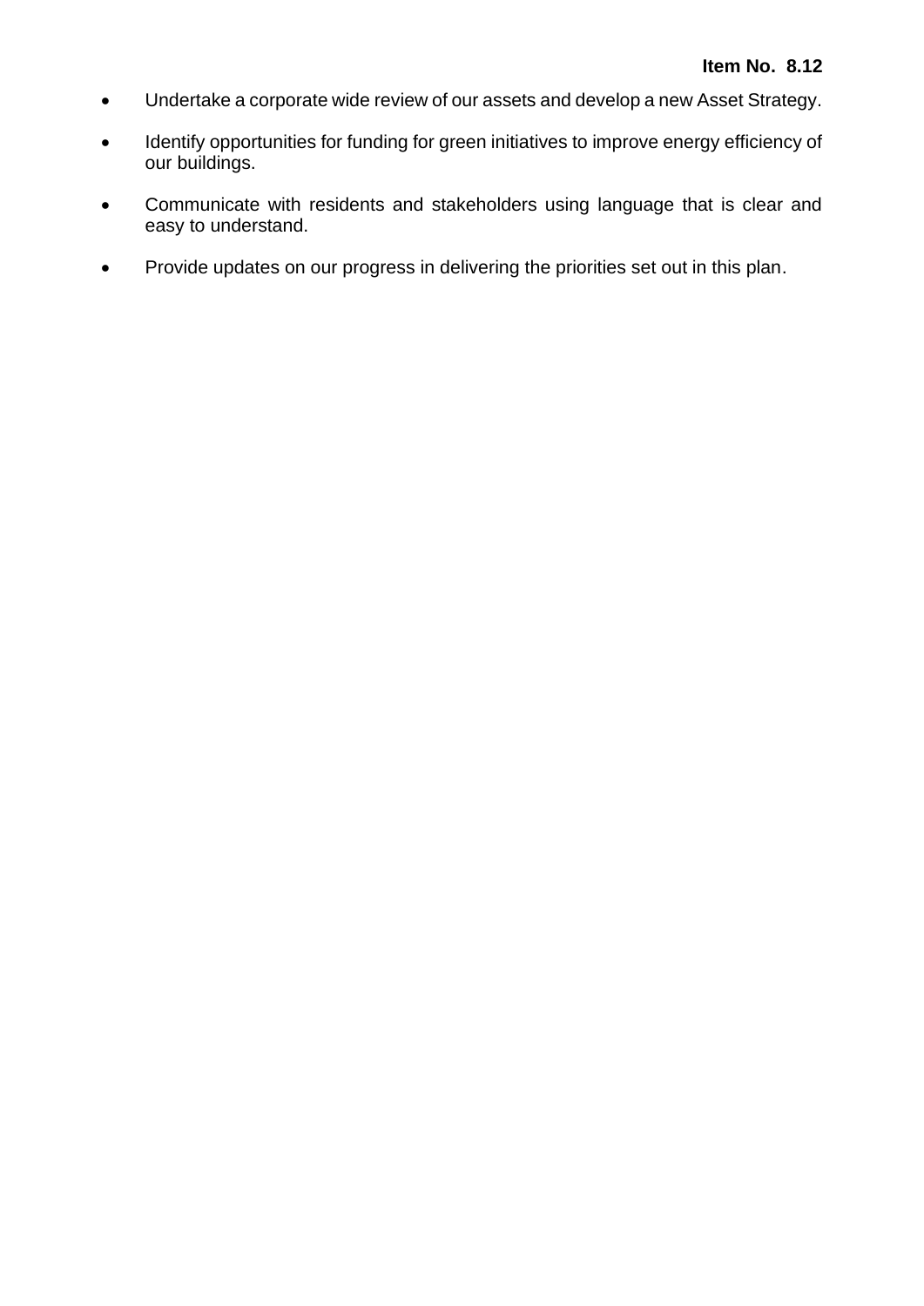- Undertake a corporate wide review of our assets and develop a new Asset Strategy.
- Identify opportunities for funding for green initiatives to improve energy efficiency of our buildings.
- Communicate with residents and stakeholders using language that is clear and easy to understand.
- Provide updates on our progress in delivering the priorities set out in this plan.